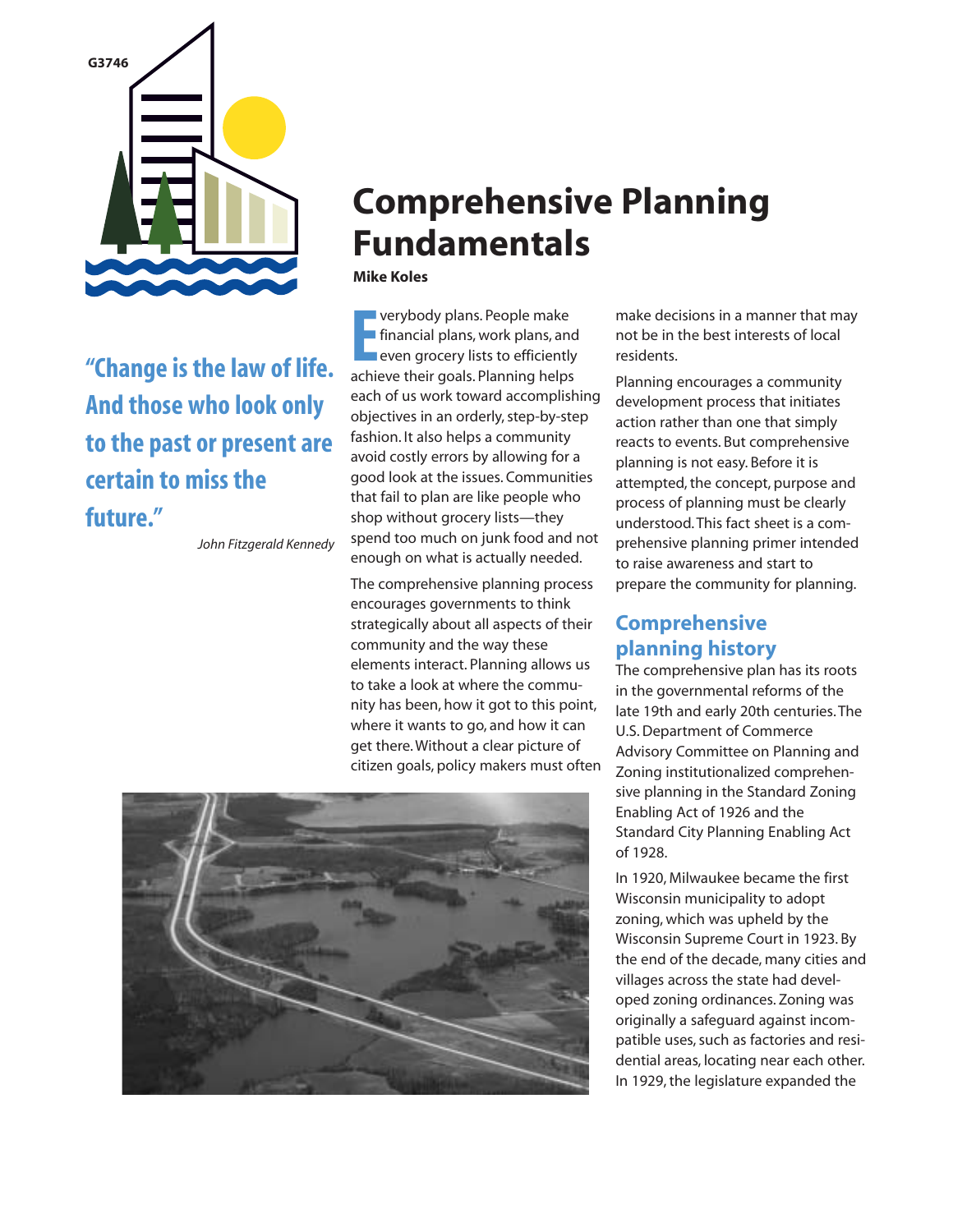G3746

# Comprehensive Planning Fundamentals

**Mike Koles**

> **"Change is the law of life. And those who look only to the past or present are certain to miss the future."**
>
> *John Fitzgerald Kennedy*

Everybody plans. People make financial plans, work plans, and even grocery lists to efficiently achieve their goals. Planning helps each of us work toward accomplishing objectives in an orderly, step-by-step fashion. It also helps a community avoid costly errors by allowing for a good look at the issues. Communities that fail to plan are like people who shop without grocery lists—they spend too much on junk food and not enough on what is actually needed.

The comprehensive planning process encourages governments to think strategically about all aspects of their community and the way these elements interact. Planning allows us to take a look at where the community has been, how it got to this point, where it wants to go, and how it can get there. Without a clear picture of citizen goals, policy makers must often make decisions in a manner that may not be in the best interests of local residents.

Planning encourages a community development process that initiates action rather than one that simply reacts to events. But comprehensive planning is not easy. Before it is attempted, the concept, purpose and process of planning must be clearly understood. This fact sheet is a comprehensive planning primer intended to raise awareness and start to prepare the community for planning.

## Comprehensive planning history

The comprehensive plan has its roots in the governmental reforms of the late 19th and early 20th centuries. The U.S. Department of Commerce Advisory Committee on Planning and Zoning institutionalized comprehensive planning in the Standard Zoning Enabling Act of 1926 and the Standard City Planning Enabling Act of 1928.

In 1920, Milwaukee became the first Wisconsin municipality to adopt zoning, which was upheld by the Wisconsin Supreme Court in 1923. By the end of the decade, many cities and villages across the state had developed zoning ordinances. Zoning was originally a safeguard against incompatible uses, such as factories and residential areas, locating near each other. In 1929, the legislature expanded the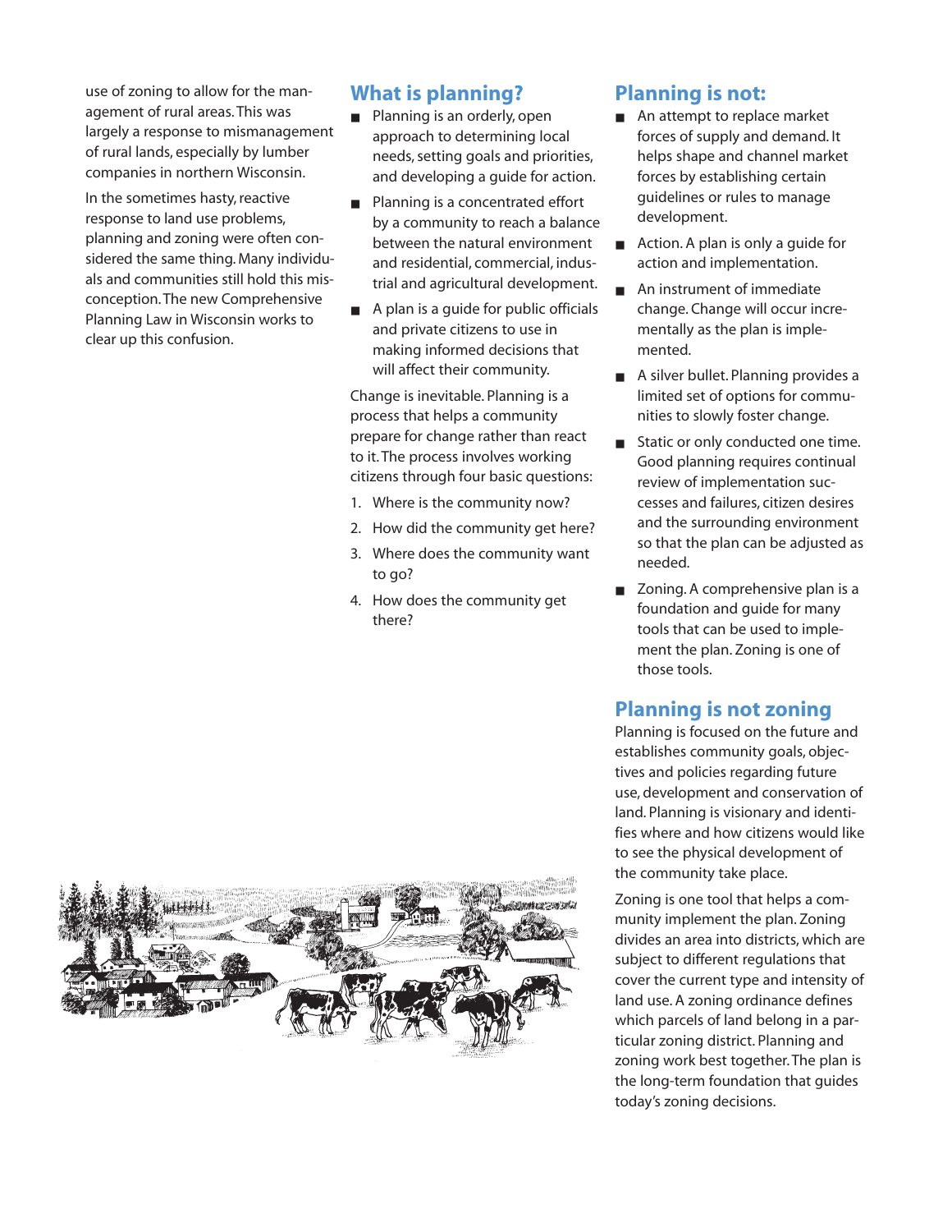use of zoning to allow for the management of rural areas. This was largely a response to mismanagement of rural lands, especially by lumber companies in northern Wisconsin.

In the sometimes hasty, reactive response to land use problems, planning and zoning were often considered the same thing. Many individuals and communities still hold this misconception. The new Comprehensive Planning Law in Wisconsin works to clear up this confusion.

## What is planning?

- Planning is an orderly, open approach to determining local needs, setting goals and priorities, and developing a guide for action.
- Planning is a concentrated effort by a community to reach a balance between the natural environment and residential, commercial, industrial and agricultural development.
- A plan is a guide for public officials and private citizens to use in making informed decisions that will affect their community.

Change is inevitable. Planning is a process that helps a community prepare for change rather than react to it. The process involves working citizens through four basic questions:

1. Where is the community now?
2. How did the community get here?
3. Where does the community want to go?
4. How does the community get there?

## Planning is not:

- An attempt to replace market forces of supply and demand. It helps shape and channel market forces by establishing certain guidelines or rules to manage development.
- Action. A plan is only a guide for action and implementation.
- An instrument of immediate change. Change will occur incrementally as the plan is implemented.
- A silver bullet. Planning provides a limited set of options for communities to slowly foster change.
- Static or only conducted one time. Good planning requires continual review of implementation successes and failures, citizen desires and the surrounding environment so that the plan can be adjusted as needed.
- Zoning. A comprehensive plan is a foundation and guide for many tools that can be used to implement the plan. Zoning is one of those tools.

## Planning is not zoning

Planning is focused on the future and establishes community goals, objectives and policies regarding future use, development and conservation of land. Planning is visionary and identifies where and how citizens would like to see the physical development of the community take place.

Zoning is one tool that helps a community implement the plan. Zoning divides an area into districts, which are subject to different regulations that cover the current type and intensity of land use. A zoning ordinance defines which parcels of land belong in a particular zoning district. Planning and zoning work best together. The plan is the long-term foundation that guides today's zoning decisions.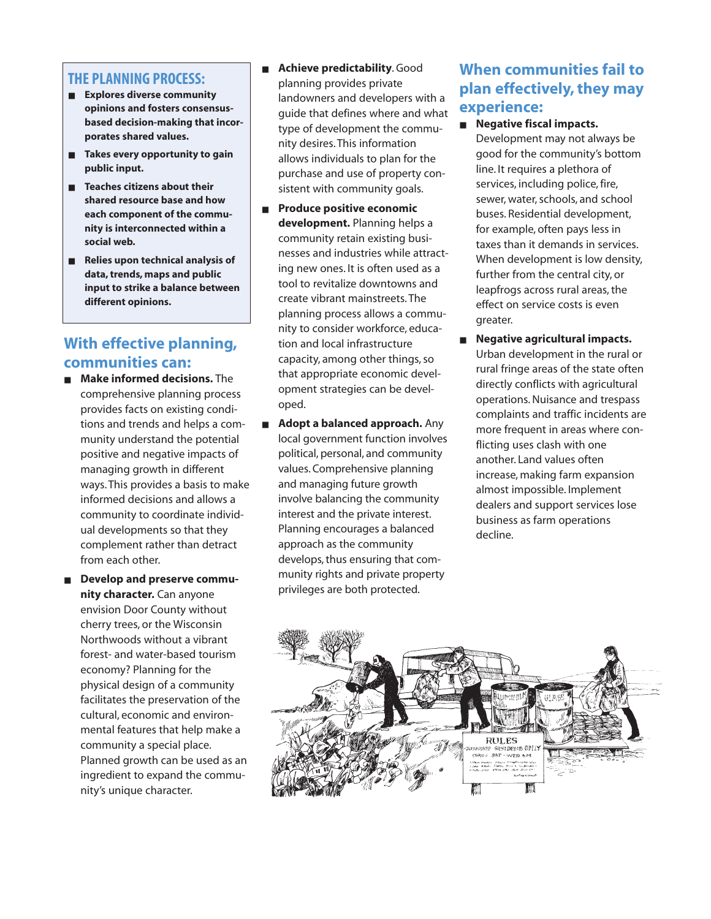## THE PLANNING PROCESS:

- **Explores diverse community opinions and fosters consensus-based decision-making that incorporates shared values.**
- **Takes every opportunity to gain public input.**
- **Teaches citizens about their shared resource base and how each component of the community is interconnected within a social web.**
- **Relies upon technical analysis of data, trends, maps and public input to strike a balance between different opinions.**

## With effective planning, communities can:

- **Make informed decisions.** The comprehensive planning process provides facts on existing conditions and trends and helps a community understand the potential positive and negative impacts of managing growth in different ways. This provides a basis to make informed decisions and allows a community to coordinate individual developments so that they complement rather than detract from each other.
- **Develop and preserve community character.** Can anyone envision Door County without cherry trees, or the Wisconsin Northwoods without a vibrant forest- and water-based tourism economy? Planning for the physical design of a community facilitates the preservation of the cultural, economic and environmental features that help make a community a special place. Planned growth can be used as an ingredient to expand the community's unique character.
- **Achieve predictability.** Good planning provides private landowners and developers with a guide that defines where and what type of development the community desires. This information allows individuals to plan for the purchase and use of property consistent with community goals.
- **Produce positive economic development.** Planning helps a community retain existing businesses and industries while attracting new ones. It is often used as a tool to revitalize downtowns and create vibrant mainstreets. The planning process allows a community to consider workforce, education and local infrastructure capacity, among other things, so that appropriate economic development strategies can be developed.
- **Adopt a balanced approach.** Any local government function involves political, personal, and community values. Comprehensive planning and managing future growth involve balancing the community interest and the private interest. Planning encourages a balanced approach as the community develops, thus ensuring that community rights and private property privileges are both protected.

## When communities fail to plan effectively, they may experience:

- **Negative fiscal impacts.** Development may not always be good for the community's bottom line. It requires a plethora of services, including police, fire, sewer, water, schools, and school buses. Residential development, for example, often pays less in taxes than it demands in services. When development is low density, further from the central city, or leapfrogs across rural areas, the effect on service costs is even greater.
- **Negative agricultural impacts.** Urban development in the rural or rural fringe areas of the state often directly conflicts with agricultural operations. Nuisance and trespass complaints and traffic incidents are more frequent in areas where conflicting uses clash with one another. Land values often increase, making farm expansion almost impossible. Implement dealers and support services lose business as farm operations decline.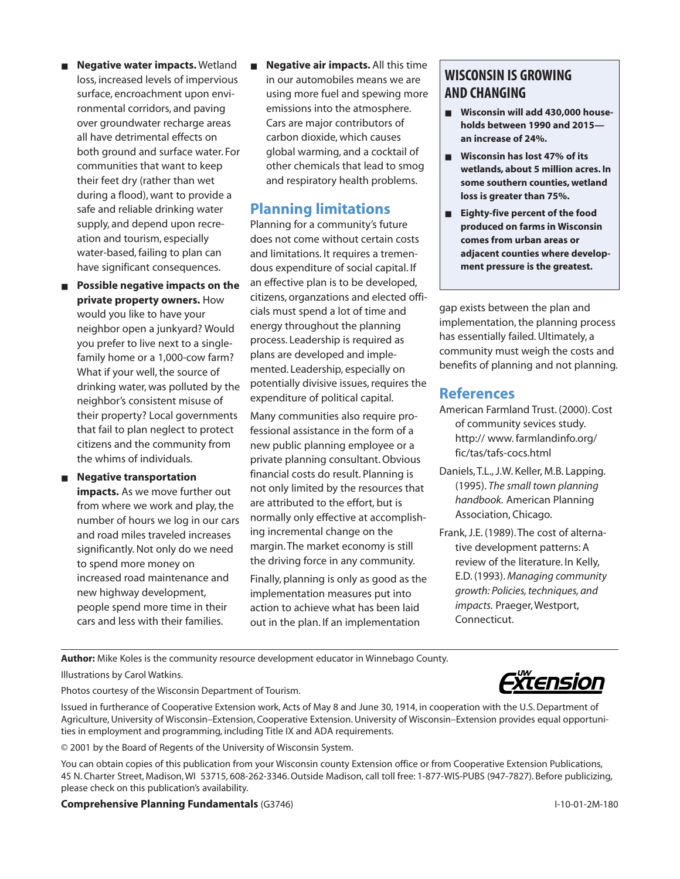- **Negative water impacts.** Wetland loss, increased levels of impervious surface, encroachment upon environmental corridors, and paving over groundwater recharge areas all have detrimental effects on both ground and surface water. For communities that want to keep their feet dry (rather than wet during a flood), want to provide a safe and reliable drinking water supply, and depend upon recreation and tourism, especially water-based, failing to plan can have significant consequences.
- **Possible negative impacts on the private property owners.** How would you like to have your neighbor open a junkyard? Would you prefer to live next to a single-family home or a 1,000-cow farm? What if your well, the source of drinking water, was polluted by the neighbor's consistent misuse of their property? Local governments that fail to plan neglect to protect citizens and the community from the whims of individuals.
- **Negative transportation impacts.** As we move further out from where we work and play, the number of hours we log in our cars and road miles traveled increases significantly. Not only do we need to spend more money on increased road maintenance and new highway development, people spend more time in their cars and less with their families.
- **Negative air impacts.** All this time in our automobiles means we are using more fuel and spewing more emissions into the atmosphere. Cars are major contributors of carbon dioxide, which causes global warming, and a cocktail of other chemicals that lead to smog and respiratory health problems.

## Planning limitations

Planning for a community's future does not come without certain costs and limitations. It requires a tremendous expenditure of social capital. If an effective plan is to be developed, citizens, organzations and elected officials must spend a lot of time and energy throughout the planning process. Leadership is required as plans are developed and implemented. Leadership, especially on potentially divisive issues, requires the expenditure of political capital.

Many communities also require professional assistance in the form of a new public planning employee or a private planning consultant. Obvious financial costs do result. Planning is not only limited by the resources that are attributed to the effort, but is normally only effective at accomplishing incremental change on the margin. The market economy is still the driving force in any community.

Finally, planning is only as good as the implementation measures put into action to achieve what has been laid out in the plan. If an implementation gap exists between the plan and implementation, the planning process has essentially failed. Ultimately, a community must weigh the costs and benefits of planning and not planning.

### WISCONSIN IS GROWING AND CHANGING

- **Wisconsin will add 430,000 households between 1990 and 2015—an increase of 24%.**
- **Wisconsin has lost 47% of its wetlands, about 5 million acres. In some southern counties, wetland loss is greater than 75%.**
- **Eighty-five percent of the food produced on farms in Wisconsin comes from urban areas or adjacent counties where development pressure is the greatest.**

## References

American Farmland Trust. (2000). Cost of community sevices study. http:// www.farmlandinfo.org/fic/tas/tafs-cocs.html

Daniels, T.L., J.W. Keller, M.B. Lapping. (1995). *The small town planning handbook.* American Planning Association, Chicago.

Frank, J.E. (1989). The cost of alternative development patterns: A review of the literature. In Kelly, E.D. (1993). *Managing community growth: Policies, techniques, and impacts.* Praeger, Westport, Connecticut.

---

**Author:** Mike Koles is the community resource development educator in Winnebago County.

Illustrations by Carol Watkins.

Photos courtesy of the Wisconsin Department of Tourism.

UW Extension

Issued in furtherance of Cooperative Extension work, Acts of May 8 and June 30, 1914, in cooperation with the U.S. Department of Agriculture, University of Wisconsin–Extension, Cooperative Extension. University of Wisconsin–Extension provides equal opportunities in employment and programming, including Title IX and ADA requirements.

© 2001 by the Board of Regents of the University of Wisconsin System.

You can obtain copies of this publication from your Wisconsin county Extension office or from Cooperative Extension Publications, 45 N. Charter Street, Madison, WI 53715, 608-262-3346. Outside Madison, call toll free: 1-877-WIS-PUBS (947-7827). Before publicizing, please check on this publication's availability.

**Comprehensive Planning Fundamentals** (G3746) I-10-01-2M-180